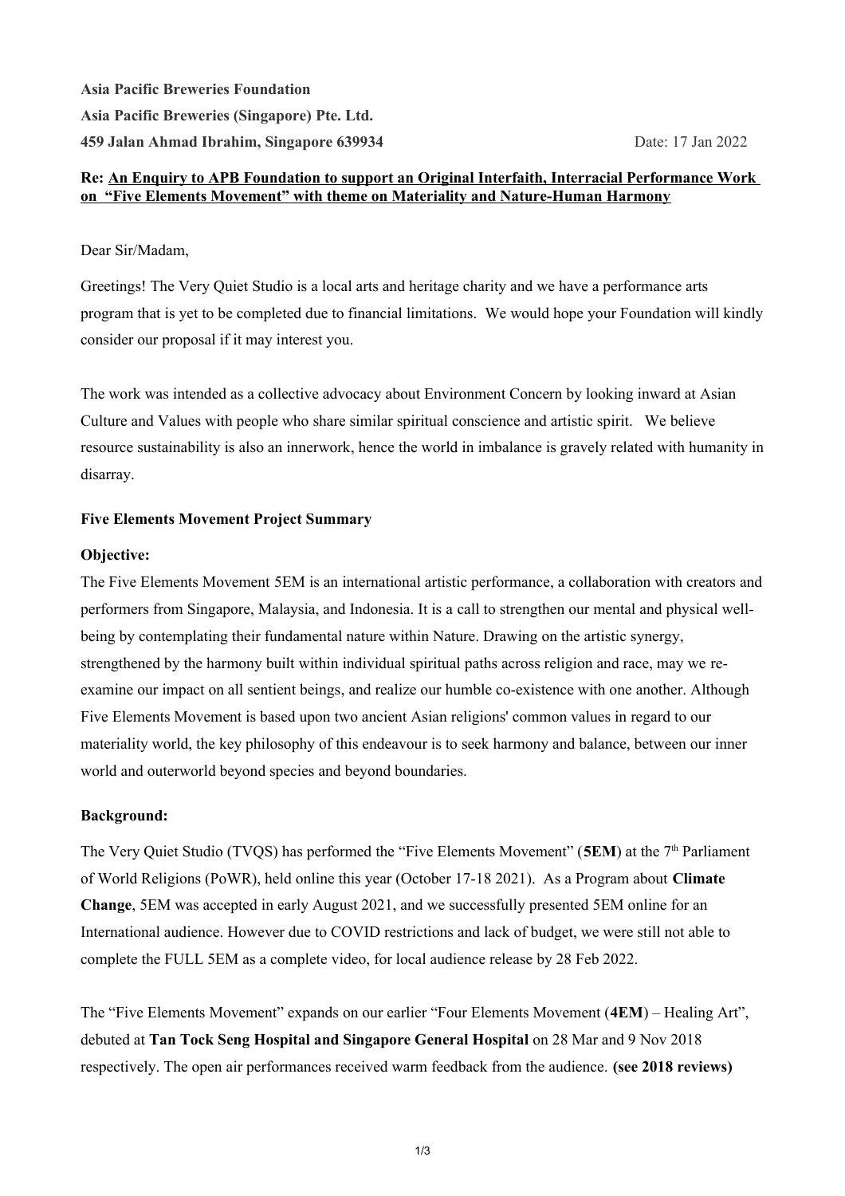**Asia Pacific Breweries Foundation**

**Asia Pacific Breweries (Singapore) Pte. Ltd.**

**459 Jalan Ahmad Ibrahim, Singapore 639934** Date: 17 Jan 2022

**Re: An Enquiry to APB Foundation to support an Original Interfaith, Interracial Performance Work on "Five Elements Movement" with theme on Materiality and Nature-Human Harmony**

Dear Sir/Madam,

Greetings! The Very Quiet Studio is a local arts and heritage charity and we have a performance arts program that is yet to be completed due to financial limitations. We would hope your Foundation will kindly consider our proposal if it may interest you.

The work was intended as a collective advocacy about Environment Concern by looking inward at Asian Culture and Values with people who share similar spiritual conscience and artistic spirit. We believe resource sustainability is also an innerwork, hence the world in imbalance is gravely related with humanity in disarray.

**Five Elements Movement Project Summary**

**Objective:**

The Five Elements Movement 5EM is an international artistic performance, a collaboration with creators and performers from Singapore, Malaysia, and Indonesia. It is a call to strengthen our mental and physical well-being by contemplating their fundamental nature within Nature. Drawing on the artistic synergy, strengthened by the harmony built within individual spiritual paths across religion and race, may we re-examine our impact on all sentient beings, and realize our humble co-existence with one another. Although Five Elements Movement is based upon two ancient Asian religions' common values in regard to our materiality world, the key philosophy of this endeavour is to seek harmony and balance, between our inner world and outerworld beyond species and beyond boundaries.

**Background:**

The Very Quiet Studio (TVQS) has performed the "Five Elements Movement" (**5EM**) at the 7th Parliament of World Religions (PoWR), held online this year (October 17-18 2021). As a Program about **Climate Change**, 5EM was accepted in early August 2021, and we successfully presented 5EM online for an International audience. However due to COVID restrictions and lack of budget, we were still not able to complete the FULL 5EM as a complete video, for local audience release by 28 Feb 2022.

The "Five Elements Movement" expands on our earlier "Four Elements Movement (**4EM**) – Healing Art", debuted at **Tan Tock Seng Hospital and Singapore General Hospital** on 28 Mar and 9 Nov 2018 respectively. The open air performances received warm feedback from the audience. **(see 2018 reviews)**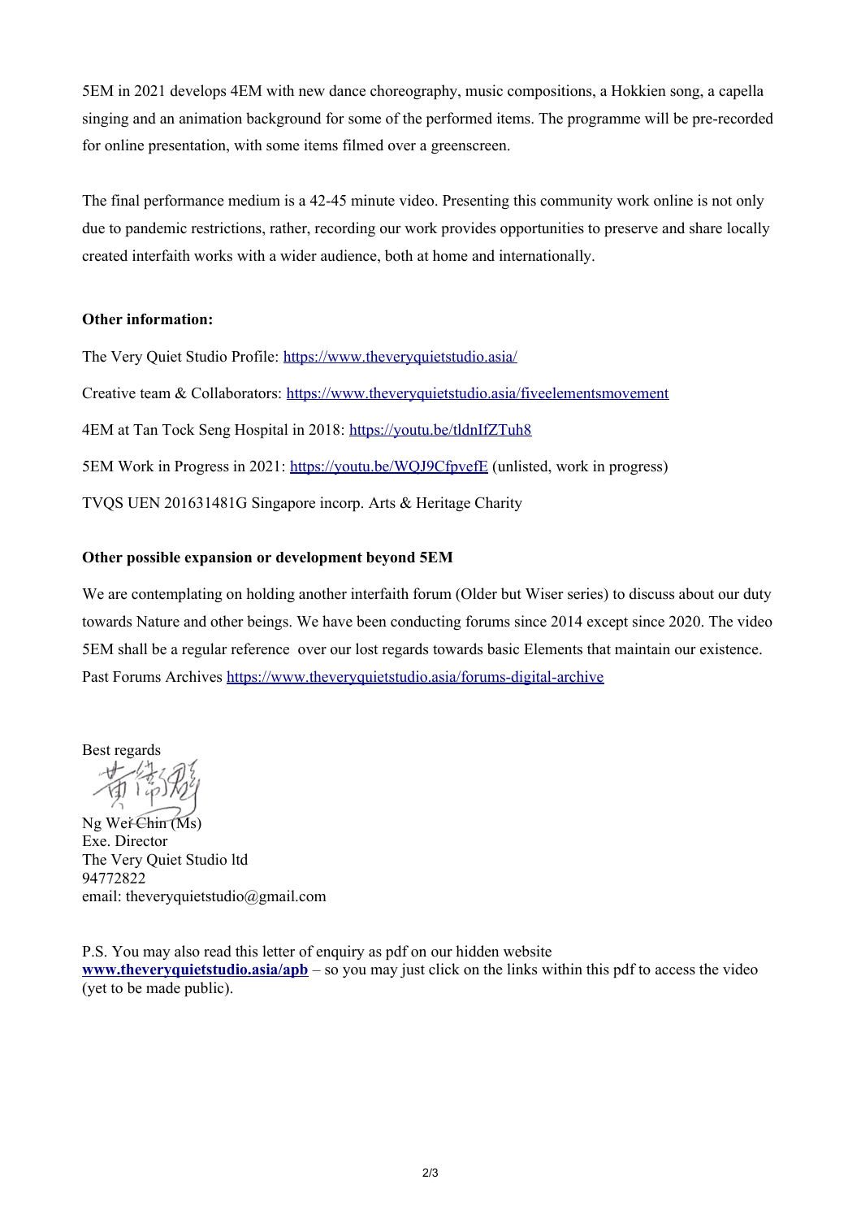5EM in 2021 develops 4EM with new dance choreography, music compositions, a Hokkien song, a capella singing and an animation background for some of the performed items. The programme will be pre-recorded for online presentation, with some items filmed over a greenscreen.

The final performance medium is a 42-45 minute video. Presenting this community work online is not only due to pandemic restrictions, rather, recording our work provides opportunities to preserve and share locally created interfaith works with a wider audience, both at home and internationally.

**Other information:**

The Very Quiet Studio Profile: [https://www.theveryquietstudio.asia/](https://www.theveryquietstudio.asia/)

Creative team & Collaborators: [https://www.theveryquietstudio.asia/fiveelementsmovement](https://www.theveryquietstudio.asia/fiveelementsmovement)

4EM at Tan Tock Seng Hospital in 2018: [https://youtu.be/tldnIfZTuh8](https://youtu.be/tldnIfZTuh8)

5EM Work in Progress in 2021: [https://youtu.be/WQJ9CfpvefE](https://youtu.be/WQJ9CfpvefE) (unlisted, work in progress)

TVQS UEN 201631481G Singapore incorp. Arts & Heritage Charity

**Other possible expansion or development beyond 5EM**

We are contemplating on holding another interfaith forum (Older but Wiser series) to discuss about our duty towards Nature and other beings. We have been conducting forums since 2014 except since 2020. The video 5EM shall be a regular reference over our lost regards towards basic Elements that maintain our existence. Past Forums Archives [https://www.theveryquietstudio.asia/forums-digital-archive](https://www.theveryquietstudio.asia/forums-digital-archive)

Best regards

Ng Wei Chin (Ms)
Exe. Director
The Very Quiet Studio ltd
94772822
email: theveryquietstudio@gmail.com

P.S. You may also read this letter of enquiry as pdf on our hidden website **[www.theveryquietstudio.asia/apb](http://www.theveryquietstudio.asia/apb)** – so you may just click on the links within this pdf to access the video (yet to be made public).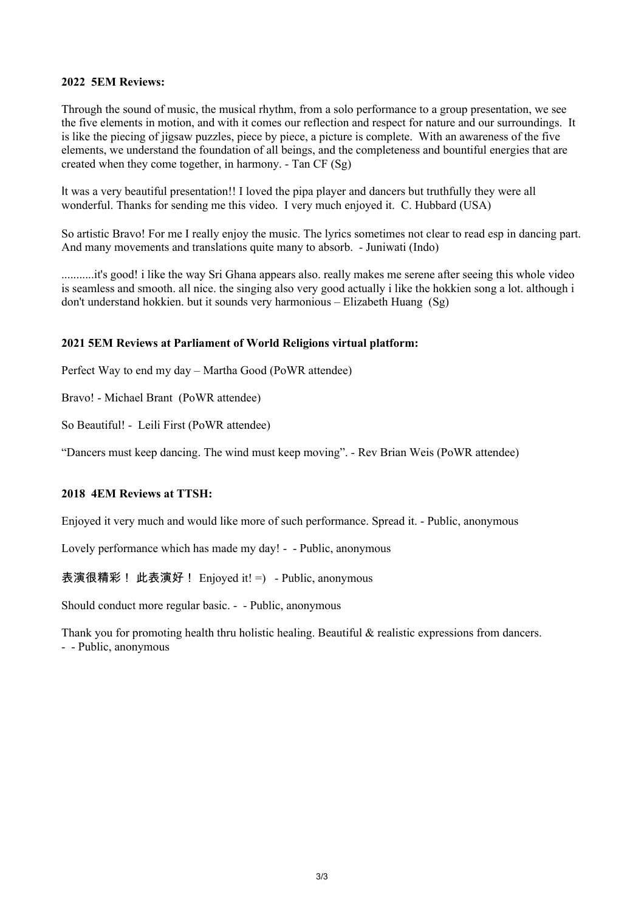**2022 5EM Reviews:**

Through the sound of music, the musical rhythm, from a solo performance to a group presentation, we see the five elements in motion, and with it comes our reflection and respect for nature and our surroundings. It is like the piecing of jigsaw puzzles, piece by piece, a picture is complete. With an awareness of the five elements, we understand the foundation of all beings, and the completeness and bountiful energies that are created when they come together, in harmony. - Tan CF (Sg)

It was a very beautiful presentation!! I loved the pipa player and dancers but truthfully they were all wonderful. Thanks for sending me this video. I very much enjoyed it. C. Hubbard (USA)

So artistic Bravo! For me I really enjoy the music. The lyrics sometimes not clear to read esp in dancing part. And many movements and translations quite many to absorb. - Juniwati (Indo)

...........it's good! i like the way Sri Ghana appears also. really makes me serene after seeing this whole video is seamless and smooth. all nice. the singing also very good actually i like the hokkien song a lot. although i don't understand hokkien. but it sounds very harmonious – Elizabeth Huang (Sg)

**2021 5EM Reviews at Parliament of World Religions virtual platform:**

Perfect Way to end my day – Martha Good (PoWR attendee)

Bravo! - Michael Brant (PoWR attendee)

So Beautiful! - Leili First (PoWR attendee)

“Dancers must keep dancing. The wind must keep moving”. - Rev Brian Weis (PoWR attendee)

**2018 4EM Reviews at TTSH:**

Enjoyed it very much and would like more of such performance. Spread it. - Public, anonymous

Lovely performance which has made my day! - - Public, anonymous

表演很精彩！ 此表演好！ Enjoyed it! =) - Public, anonymous

Should conduct more regular basic. - - Public, anonymous

Thank you for promoting health thru holistic healing. Beautiful & realistic expressions from dancers.
- - Public, anonymous